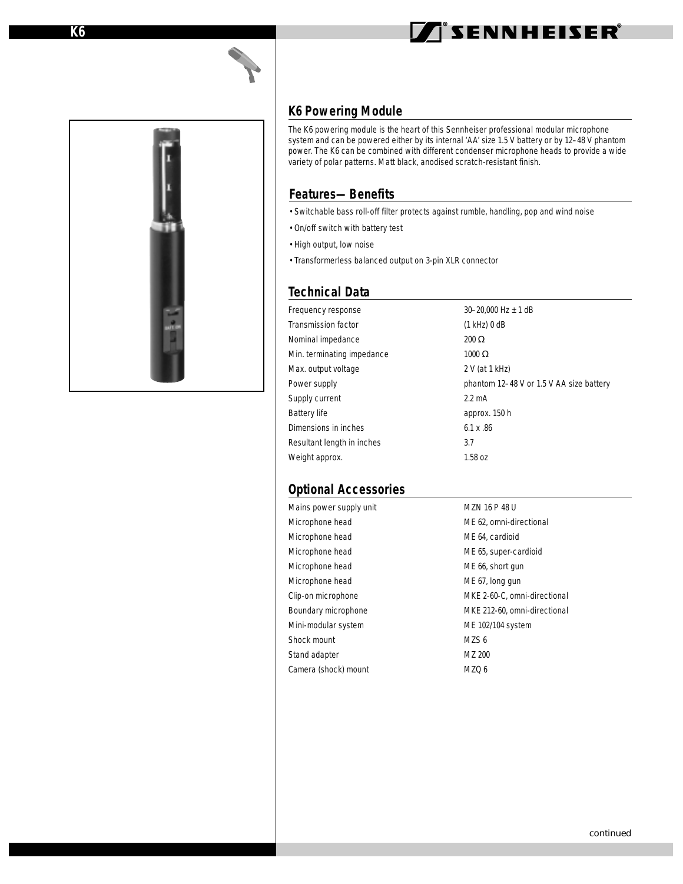## K6 Powering Module

The K6 powering module is the heart of this Sennheiser professional modular microphone system and can be powered either by its internal 'AA' size 1.5 V battery or by 12–48 V phantom power. The K6 can be combined with different condenser microphone heads to provide a wide variety of polar patterns. Matt black, anodised scratch-resistant finish.

## Features— Benefits

- Switchable bass roll-off filter protects against rumble, handling, pop and wind noise
- On/off switch with battery test
- High output, low noise
- Transformerless balanced output on 3-pin XLR connector

## Technical Data

| | |
|---|---|
| Frequency response | 30–20,000 Hz ± 1 dB |
| Transmission factor | (1 kHz) 0 dB |
| Nominal impedance | 200 Ω |
| Min. terminating impedance | 1000 Ω |
| Max. output voltage | 2 V (at 1 kHz) |
| Power supply | phantom 12–48 V or 1.5 V AA size battery |
| Supply current | 2.2 mA |
| Battery life | approx. 150 h |
| Dimensions in inches | 6.1 x .86 |
| Resultant length in inches | 3.7 |
| Weight approx. | 1.58 oz |

## Optional Accessories

| | |
|---|---|
| Mains power supply unit | MZN 16 P 48 U |
| Microphone head | ME 62, omni-directional |
| Microphone head | ME 64, cardioid |
| Microphone head | ME 65, super-cardioid |
| Microphone head | ME 66, short gun |
| Microphone head | ME 67, long gun |
| Clip-on microphone | MKE 2-60-C, omni-directional |
| Boundary microphone | MKE 212-60, omni-directional |
| Mini-modular system | ME 102/104 system |
| Shock mount | MZS 6 |
| Stand adapter | MZ 200 |
| Camera (shock) mount | MZQ 6 |

continued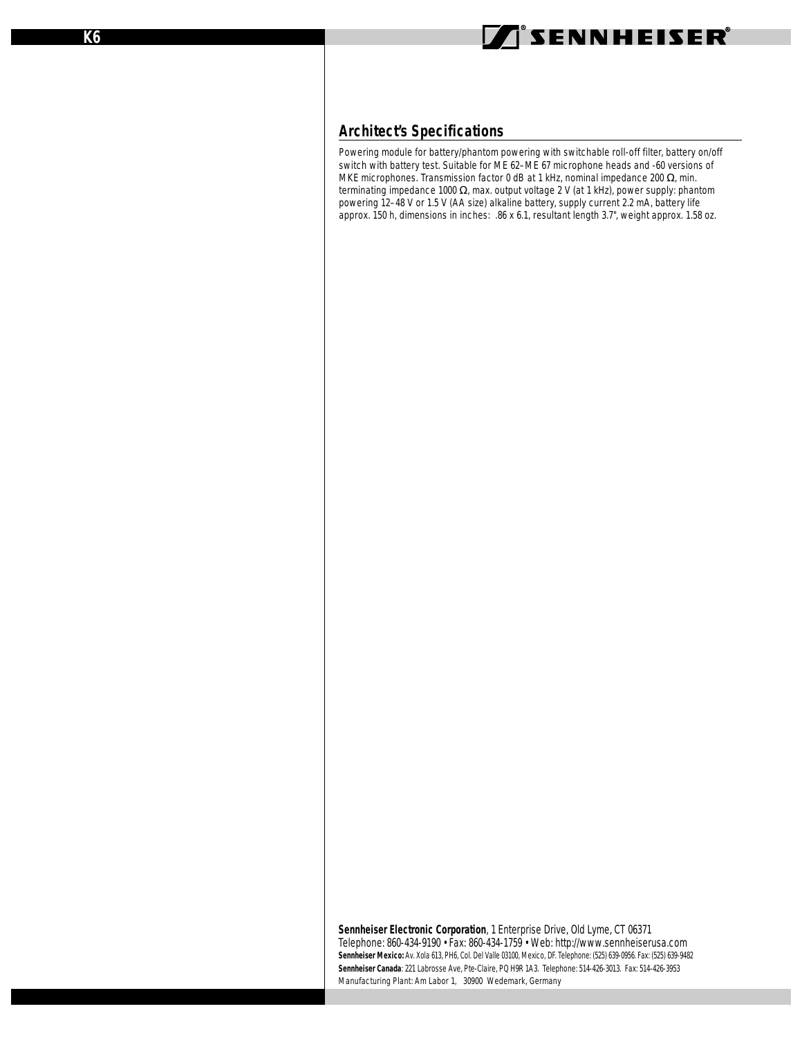## Architect's Specifications

Powering module for battery/phantom powering with switchable roll-off filter, battery on/off switch with battery test. Suitable for ME 62–ME 67 microphone heads and -60 versions of MKE microphones. Transmission factor 0 dB at 1 kHz, nominal impedance 200 Ω, min. terminating impedance 1000 Ω, max. output voltage 2 V (at 1 kHz), power supply: phantom powering 12–48 V or 1.5 V (AA size) alkaline battery, supply current 2.2 mA, battery life approx. 150 h, dimensions in inches: .86 x 6.1, resultant length 3.7", weight approx. 1.58 oz.

**Sennheiser Electronic Corporation**, 1 Enterprise Drive, Old Lyme, CT 06371
Telephone: 860-434-9190 • Fax: 860-434-1759 • Web: http://www.sennheiserusa.com
**Sennheiser Mexico:** Av. Xola 613, PH6, Col. Del Valle 03100, Mexico, DF. Telephone: (525) 639-0956. Fax: (525) 639-9482
**Sennheiser Canada**: 221 Labrosse Ave, Pte-Claire, PQ H9R 1A3. Telephone: 514-426-3013. Fax: 514-426-3953
Manufacturing Plant: Am Labor 1, 30900 Wedemark, Germany